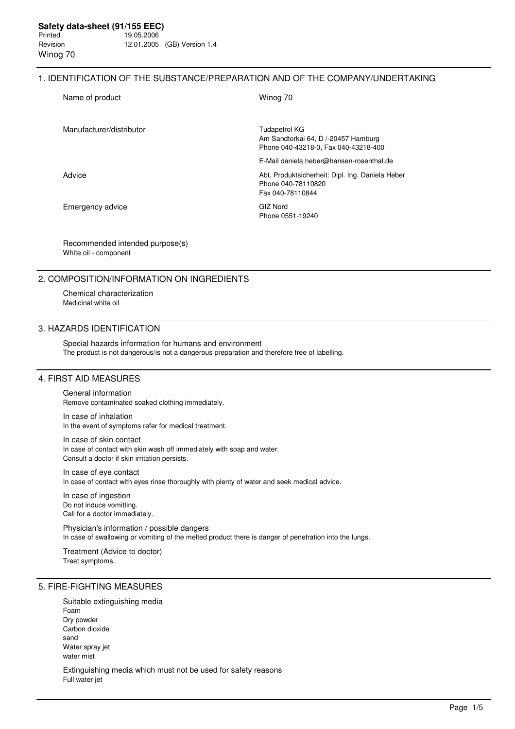**Safety data-sheet (91/155 EEC)**

Printed 19.05.2006

Revision 12.01.2005 (GB) Version 1.4

Winog 70

## 1. IDENTIFICATION OF THE SUBSTANCE/PREPARATION AND OF THE COMPANY/UNDERTAKING

| | |
|---|---|
| Name of product | Winog 70 |
| Manufacturer/distributor | Tudapetrol KG<br>Am Sandtorkai 64, D /-20457 Hamburg<br>Phone 040-43218-0, Fax 040-43218-400<br>E-Mail daniela.heber@hansen-rosenthal.de |
| Advice | Abt. Produktsicherheit: Dipl. Ing. Daniela Heber<br>Phone 040-78110820<br>Fax 040-78110844 |
| Emergency advice | GIZ Nord<br>Phone 0551-19240 |

Recommended intended purpose(s)

White oil - component

## 2. COMPOSITION/INFORMATION ON INGREDIENTS

Chemical characterization

Medicinal white oil

## 3. HAZARDS IDENTIFICATION

Special hazards information for humans and environment

The product is not dangerous/is not a dangerous preparation and therefore free of labelling.

## 4. FIRST AID MEASURES

General information

Remove contaminated soaked clothing immediately.

In case of inhalation

In the event of symptoms refer for medical treatment.

In case of skin contact

In case of contact with skin wash off immediately with soap and water.
Consult a doctor if skin irritation persists.

In case of eye contact

In case of contact with eyes rinse thoroughly with plenty of water and seek medical advice.

In case of ingestion

Do not induce vomitting.
Call for a doctor immediately.

Physician's information / possible dangers

In case of swallowing or vomiting of the melted product there is danger of penetration into the lungs.

Treatment (Advice to doctor)

Treat symptoms.

## 5. FIRE-FIGHTING MEASURES

Suitable extinguishing media

Foam
Dry powder
Carbon dioxide
sand
Water spray jet
water mist

Extinguishing media which must not be used for safety reasons

Full water jet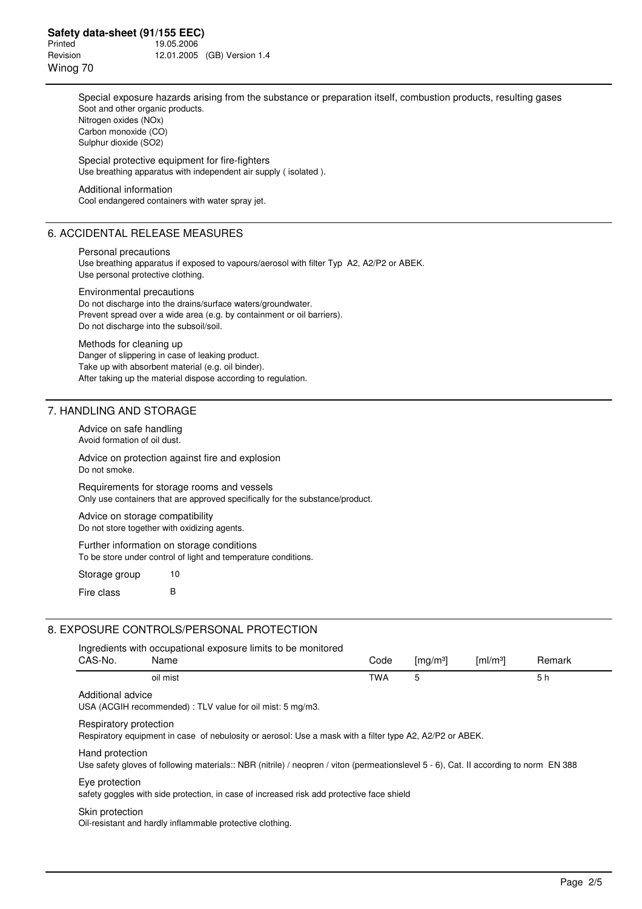Special exposure hazards arising from the substance or preparation itself, combustion products, resulting gases
Soot and other organic products.
Nitrogen oxides (NOx)
Carbon monoxide (CO)
Sulphur dioxide ($SO_2$)

Special protective equipment for fire-fighters
Use breathing apparatus with independent air supply ( isolated ).

Additional information
Cool endangered containers with water spray jet.

## 6. ACCIDENTAL RELEASE MEASURES

Personal precautions
Use breathing apparatus if exposed to vapours/aerosol with filter Typ A2, A2/P2 or ABEK.
Use personal protective clothing.

Environmental precautions
Do not discharge into the drains/surface waters/groundwater.
Prevent spread over a wide area (e.g. by containment or oil barriers).
Do not discharge into the subsoil/soil.

Methods for cleaning up
Danger of slippering in case of leaking product.
Take up with absorbent material (e.g. oil binder).
After taking up the material dispose according to regulation.

## 7. HANDLING AND STORAGE

Advice on safe handling
Avoid formation of oil dust.

Advice on protection against fire and explosion
Do not smoke.

Requirements for storage rooms and vessels
Only use containers that are approved specifically for the substance/product.

Advice on storage compatibility
Do not store together with oxidizing agents.

Further information on storage conditions
To be store under control of light and temperature conditions.

Storage group 10

Fire class B

## 8. EXPOSURE CONTROLS/PERSONAL PROTECTION

Ingredients with occupational exposure limits to be monitored

| CAS-No. | Name | Code | [mg/m³] | [ml/m³] | Remark |
|---|---|---|---|---|---|
| | oil mist | TWA | 5 | | 5 h |

Additional advice
USA (ACGIH recommended) : TLV value for oil mist: 5 mg/m3.

Respiratory protection
Respiratory equipment in case of nebulosity or aerosol: Use a mask with a filter type A2, A2/P2 or ABEK.

Hand protection
Use safety gloves of following materials:: NBR (nitrile) / neopren / viton (permeationslevel 5 - 6), Cat. II according to norm EN 388

Eye protection
safety goggles with side protection, in case of increased risk add protective face shield

Skin protection
Oil-resistant and hardly inflammable protective clothing.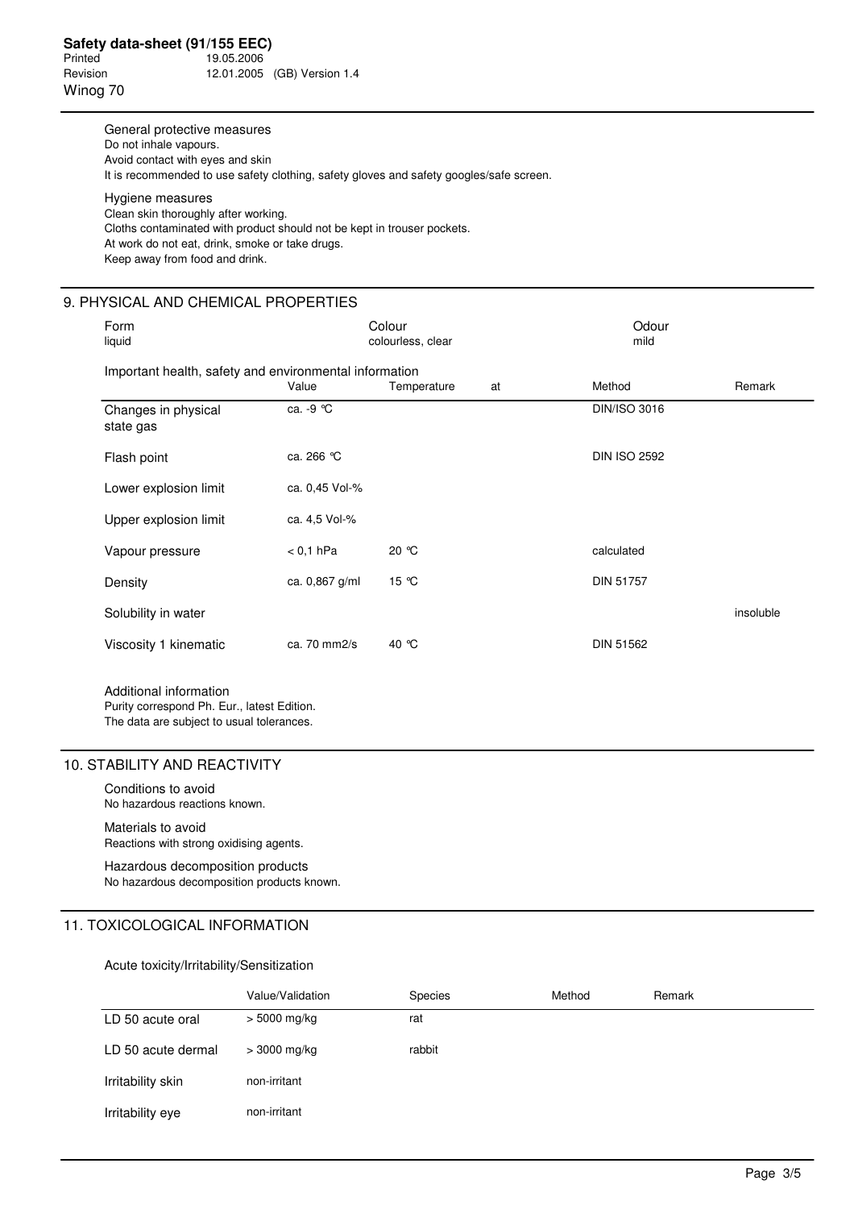General protective measures

Do not inhale vapours.
Avoid contact with eyes and skin
It is recommended to use safety clothing, safety gloves and safety googles/safe screen.

Hygiene measures

Clean skin thoroughly after working.
Cloths contaminated with product should not be kept in trouser pockets.
At work do not eat, drink, smoke or take drugs.
Keep away from food and drink.

## 9. PHYSICAL AND CHEMICAL PROPERTIES

| Form | Colour | Odour |
|---|---|---|
| liquid | colourless, clear | mild |

Important health, safety and environmental information

| | Value | Temperature | at | Method | Remark |
|---|---|---|---|---|---|
| Changes in physical state gas | ca. -9 °C | | | DIN/ISO 3016 | |
| Flash point | ca. 266 °C | | | DIN ISO 2592 | |
| Lower explosion limit | ca. 0,45 Vol-% | | | | |
| Upper explosion limit | ca. 4,5 Vol-% | | | | |
| Vapour pressure | < 0,1 hPa | 20 °C | | calculated | |
| Density | ca. 0,867 g/ml | 15 °C | | DIN 51757 | |
| Solubility in water | | | | | insoluble |
| Viscosity 1 kinematic | ca. 70 mm2/s | 40 °C | | DIN 51562 | |

Additional information

Purity correspond Ph. Eur., latest Edition.
The data are subject to usual tolerances.

## 10. STABILITY AND REACTIVITY

Conditions to avoid

No hazardous reactions known.

Materials to avoid

Reactions with strong oxidising agents.

Hazardous decomposition products

No hazardous decomposition products known.

## 11. TOXICOLOGICAL INFORMATION

Acute toxicity/Irritability/Sensitization

| | Value/Validation | Species | Method | Remark |
|---|---|---|---|---|
| LD 50 acute oral | > 5000 mg/kg | rat | | |
| LD 50 acute dermal | > 3000 mg/kg | rabbit | | |
| Irritability skin | non-irritant | | | |
| Irritability eye | non-irritant | | | |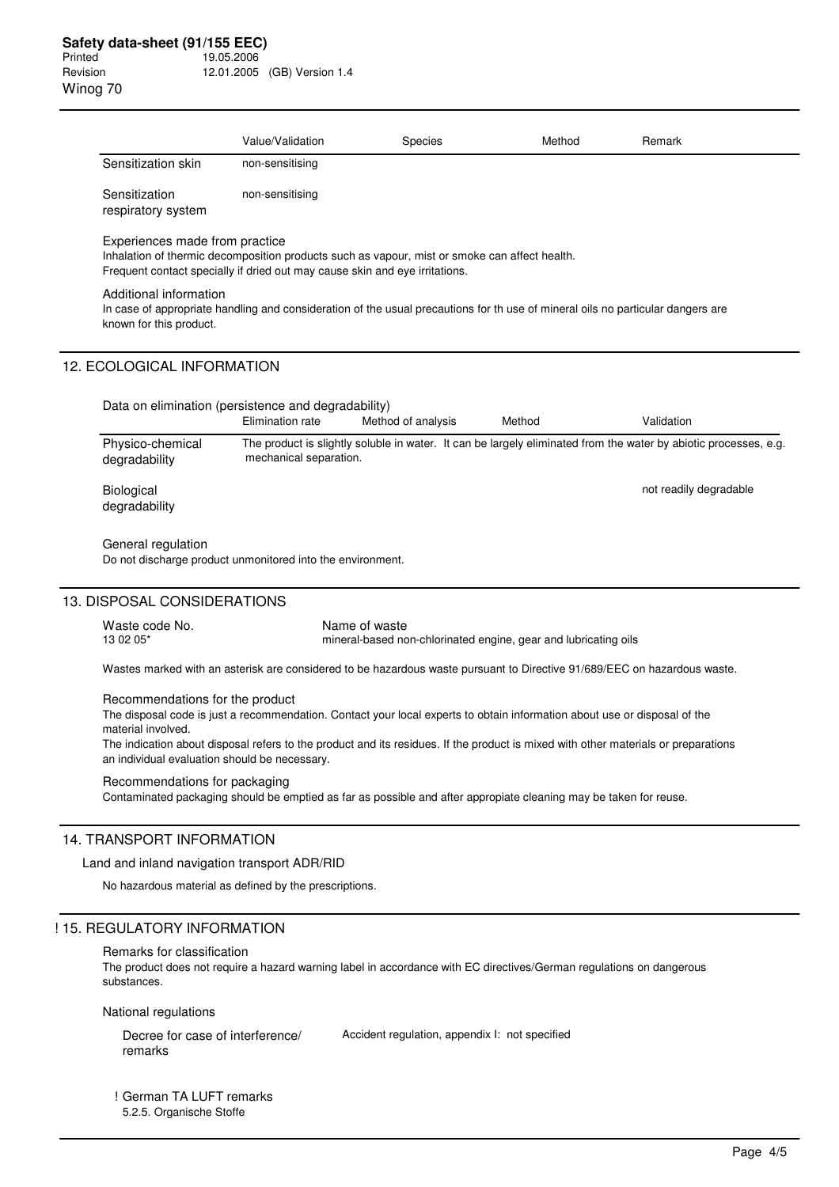| | Value/Validation | Species | Method | Remark |
|---|---|---|---|---|
| Sensitization skin | non-sensitising | | | |
| Sensitization respiratory system | non-sensitising | | | |

Experiences made from practice

Inhalation of thermic decomposition products such as vapour, mist or smoke can affect health.
Frequent contact specially if dried out may cause skin and eye irritations.

Additional information

In case of appropriate handling and consideration of the usual precautions for th use of mineral oils no particular dangers are known for this product.

## 12. ECOLOGICAL INFORMATION

Data on elimination (persistence and degradability)

| | Elimination rate | Method of analysis | Method | Validation |
|---|---|---|---|---|
| Physico-chemical degradability | The product is slightly soluble in water. It can be largely eliminated from the water by abiotic processes, e.g. mechanical separation. | | | |
| Biological degradability | | | | not readily degradable |

General regulation

Do not discharge product unmonitored into the environment.

## 13. DISPOSAL CONSIDERATIONS

| Waste code No. | Name of waste |
|---|---|
| 13 02 05* | mineral-based non-chlorinated engine, gear and lubricating oils |

Wastes marked with an asterisk are considered to be hazardous waste pursuant to Directive 91/689/EEC on hazardous waste.

Recommendations for the product

The disposal code is just a recommendation. Contact your local experts to obtain information about use or disposal of the material involved.
The indication about disposal refers to the product and its residues. If the product is mixed with other materials or preparations an individual evaluation should be necessary.

Recommendations for packaging

Contaminated packaging should be emptied as far as possible and after appropiate cleaning may be taken for reuse.

## 14. TRANSPORT INFORMATION

Land and inland navigation transport ADR/RID

No hazardous material as defined by the prescriptions.

## ! 15. REGULATORY INFORMATION

Remarks for classification

The product does not require a hazard warning label in accordance with EC directives/German regulations on dangerous substances.

National regulations

| Decree for case of interference/ remarks | Accident regulation, appendix I: not specified |
|---|---|

! German TA LUFT remarks

5.2.5. Organische Stoffe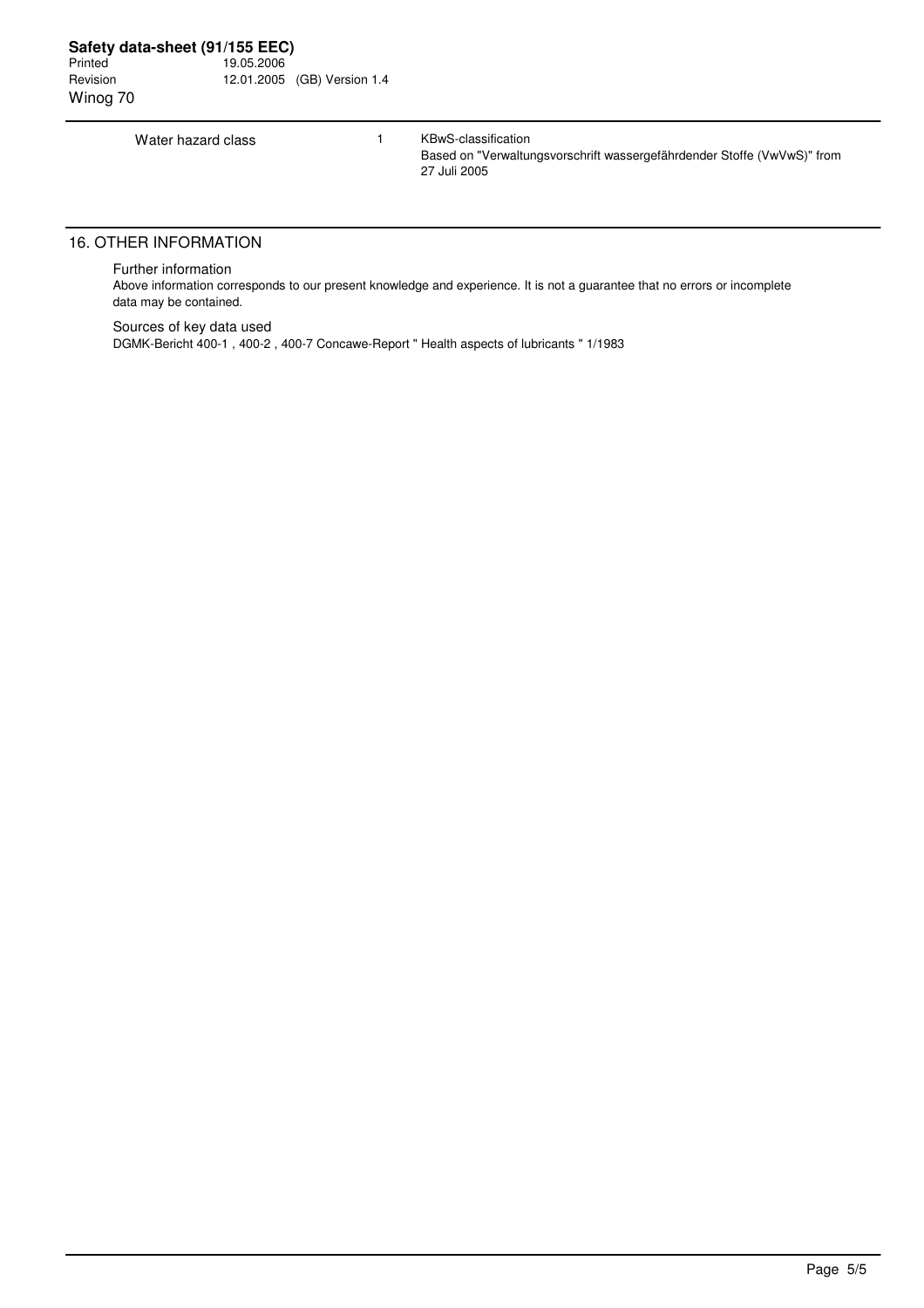| | | |
|---|---|---|
| Water hazard class | 1 | KBwS-classification<br>Based on "Verwaltungsvorschrift wassergefährdender Stoffe (VwVwS)" from 27 Juli 2005 |

## 16. OTHER INFORMATION

### Further information

Above information corresponds to our present knowledge and experience. It is not a guarantee that no errors or incomplete data may be contained.

### Sources of key data used

DGMK-Bericht 400-1 , 400-2 , 400-7 Concawe-Report " Health aspects of lubricants " 1/1983